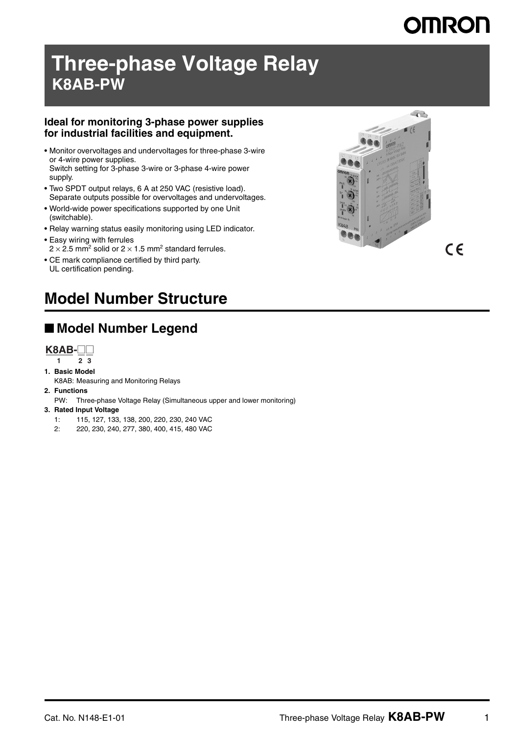# Three-phase Voltage Relay
## K8AB-PW

**Ideal for monitoring 3-phase power supplies for industrial facilities and equipment.**

- Monitor overvoltages and undervoltages for three-phase 3-wire or 4-wire power supplies. Switch setting for 3-phase 3-wire or 3-phase 4-wire power supply.
- Two SPDT output relays, 6 A at 250 VAC (resistive load). Separate outputs possible for overvoltages and undervoltages.
- World-wide power specifications supported by one Unit (switchable).
- Relay warning status easily monitoring using LED indicator.
- Easy wiring with ferrules $2 \times 2.5$ mm$^2$ solid or $2 \times 1.5$ mm$^2$ standard ferrules.
- CE mark compliance certified by third party. UL certification pending.

# Model Number Structure

## ■ Model Number Legend

**K8AB-□□**
1 2 3

1. **Basic Model**
   K8AB: Measuring and Monitoring Relays
2. **Functions**
   PW: Three-phase Voltage Relay (Simultaneous upper and lower monitoring)
3. **Rated Input Voltage**
   1: 115, 127, 133, 138, 200, 220, 230, 240 VAC
   2: 220, 230, 240, 277, 380, 400, 415, 480 VAC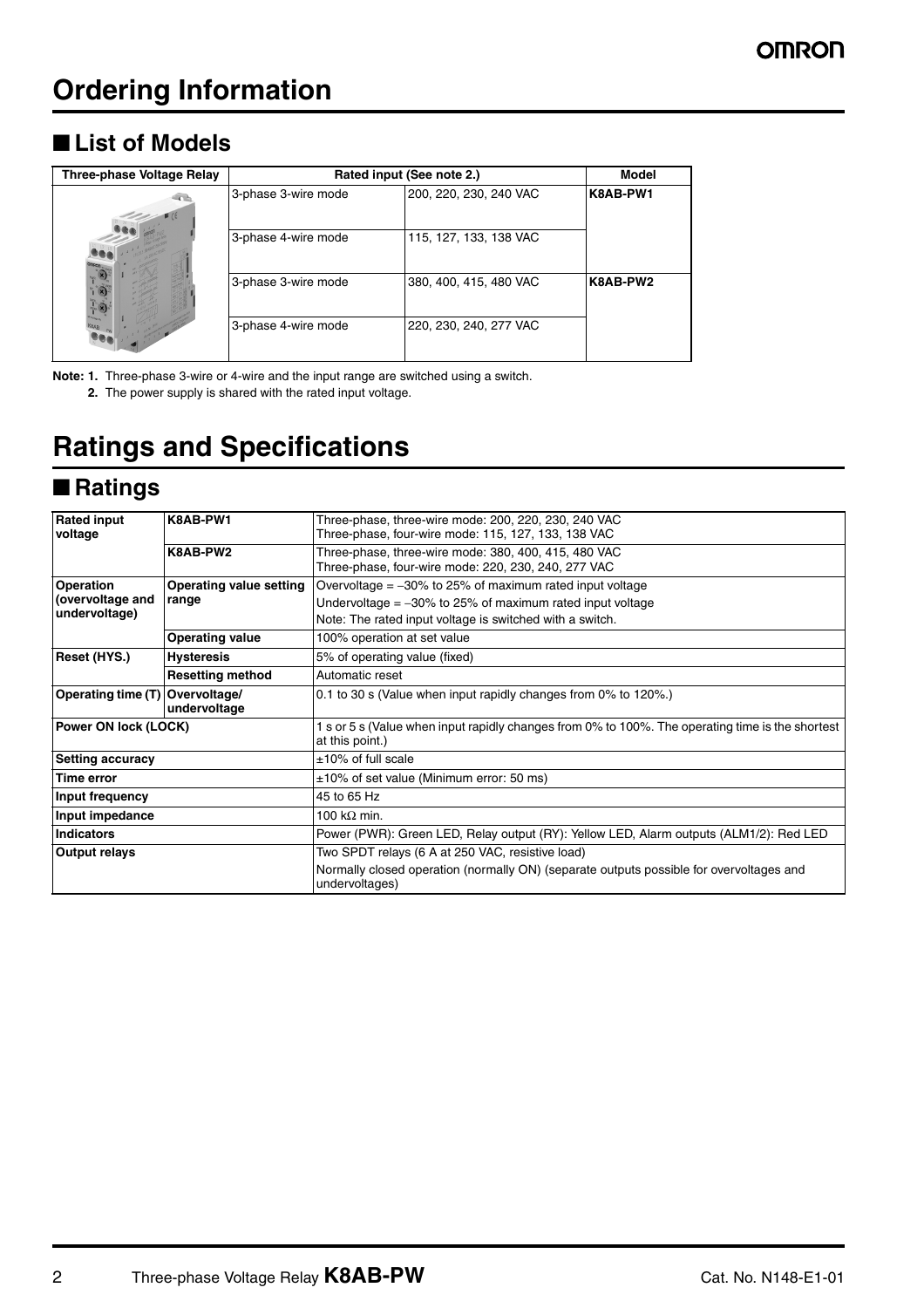# Ordering Information

## ■ List of Models

| Three-phase Voltage Relay | Rated input (See note 2.) | | Model |
|---|---|---|---|
| | 3-phase 3-wire mode | 200, 220, 230, 240 VAC | K8AB-PW1 |
| | 3-phase 4-wire mode | 115, 127, 133, 138 VAC | |
| | 3-phase 3-wire mode | 380, 400, 415, 480 VAC | K8AB-PW2 |
| | 3-phase 4-wire mode | 220, 230, 240, 277 VAC | |

**Note: 1.** Three-phase 3-wire or 4-wire and the input range are switched using a switch.

**2.** The power supply is shared with the rated input voltage.

# Ratings and Specifications

## ■ Ratings

| | | |
|---|---|---|
| **Rated input voltage** | **K8AB-PW1** | Three-phase, three-wire mode: 200, 220, 230, 240 VAC<br>Three-phase, four-wire mode: 115, 127, 133, 138 VAC |
| | **K8AB-PW2** | Three-phase, three-wire mode: 380, 400, 415, 480 VAC<br>Three-phase, four-wire mode: 220, 230, 240, 277 VAC |
| **Operation (overvoltage and undervoltage)** | **Operating value setting range** | Overvoltage = −30% to 25% of maximum rated input voltage<br>Undervoltage = −30% to 25% of maximum rated input voltage<br>Note: The rated input voltage is switched with a switch. |
| | **Operating value** | 100% operation at set value |
| **Reset (HYS.)** | **Hysteresis** | 5% of operating value (fixed) |
| | **Resetting method** | Automatic reset |
| **Operating time (T)** | **Overvoltage/ undervoltage** | 0.1 to 30 s (Value when input rapidly changes from 0% to 120%.) |
| **Power ON lock (LOCK)** | | 1 s or 5 s (Value when input rapidly changes from 0% to 100%. The operating time is the shortest at this point.) |
| **Setting accuracy** | | ±10% of full scale |
| **Time error** | | ±10% of set value (Minimum error: 50 ms) |
| **Input frequency** | | 45 to 65 Hz |
| **Input impedance** | | 100 kΩ min. |
| **Indicators** | | Power (PWR): Green LED, Relay output (RY): Yellow LED, Alarm outputs (ALM1/2): Red LED |
| **Output relays** | | Two SPDT relays (6 A at 250 VAC, resistive load)<br>Normally closed operation (normally ON) (separate outputs possible for overvoltages and undervoltages) |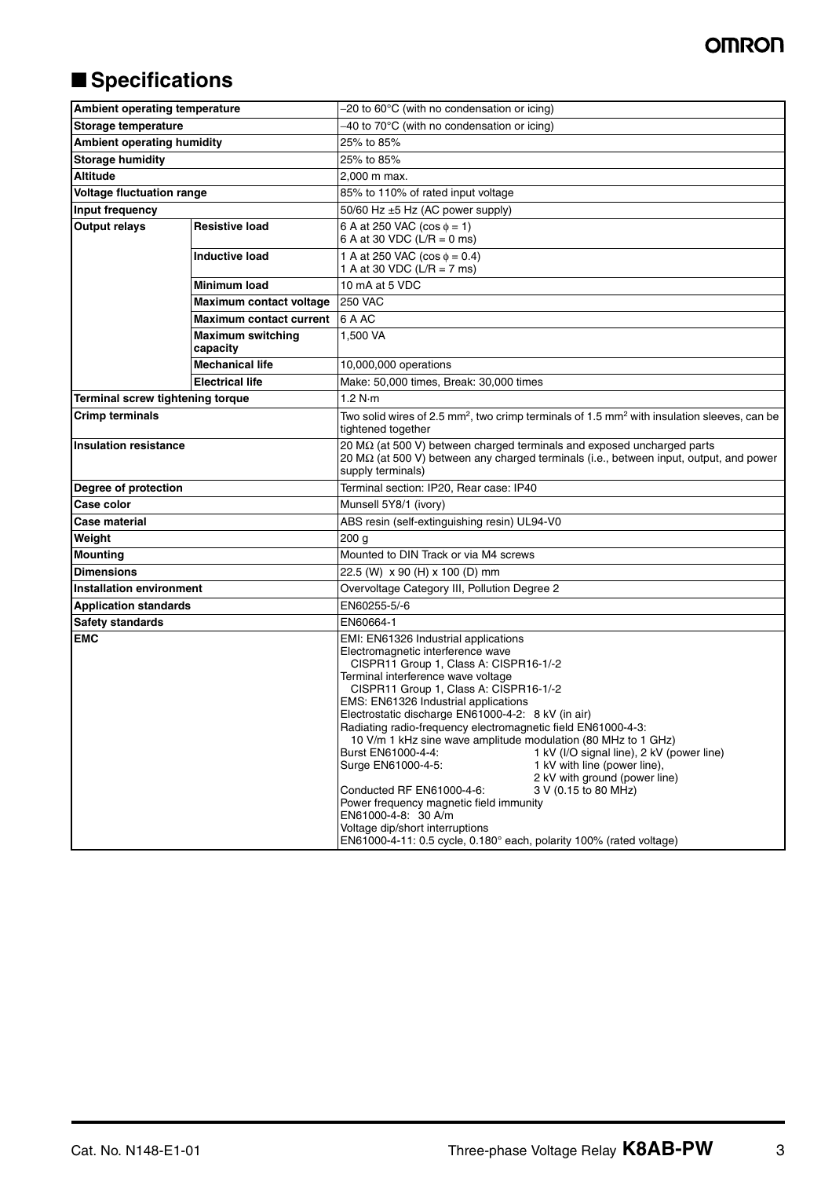## ■ Specifications

| | | |
|---|---|---|
| **Ambient operating temperature** | | −20 to 60°C (with no condensation or icing) |
| **Storage temperature** | | −40 to 70°C (with no condensation or icing) |
| **Ambient operating humidity** | | 25% to 85% |
| **Storage humidity** | | 25% to 85% |
| **Altitude** | | 2,000 m max. |
| **Voltage fluctuation range** | | 85% to 110% of rated input voltage |
| **Input frequency** | | 50/60 Hz ±5 Hz (AC power supply) |
| **Output relays** | **Resistive load** | 6 A at 250 VAC (cos $\phi$ = 1)<br>6 A at 30 VDC (L/R = 0 ms) |
| | **Inductive load** | 1 A at 250 VAC (cos $\phi$ = 0.4)<br>1 A at 30 VDC (L/R = 7 ms) |
| | **Minimum load** | 10 mA at 5 VDC |
| | **Maximum contact voltage** | 250 VAC |
| | **Maximum contact current** | 6 A AC |
| | **Maximum switching capacity** | 1,500 VA |
| | **Mechanical life** | 10,000,000 operations |
| | **Electrical life** | Make: 50,000 times, Break: 30,000 times |
| **Terminal screw tightening torque** | | 1.2 N·m |
| **Crimp terminals** | | Two solid wires of 2.5 mm², two crimp terminals of 1.5 mm² with insulation sleeves, can be tightened together |
| **Insulation resistance** | | 20 MΩ (at 500 V) between charged terminals and exposed uncharged parts<br>20 MΩ (at 500 V) between any charged terminals (i.e., between input, output, and power supply terminals) |
| **Degree of protection** | | Terminal section: IP20, Rear case: IP40 |
| **Case color** | | Munsell 5Y8/1 (ivory) |
| **Case material** | | ABS resin (self-extinguishing resin) UL94-V0 |
| **Weight** | | 200 g |
| **Mounting** | | Mounted to DIN Track or via M4 screws |
| **Dimensions** | | 22.5 (W) x 90 (H) x 100 (D) mm |
| **Installation environment** | | Overvoltage Category III, Pollution Degree 2 |
| **Application standards** | | EN60255-5/-6 |
| **Safety standards** | | EN60664-1 |
| **EMC** | | EMI: EN61326 Industrial applications<br>Electromagnetic interference wave<br>CISPR11 Group 1, Class A: CISPR16-1/-2<br>Terminal interference wave voltage<br>CISPR11 Group 1, Class A: CISPR16-1/-2<br>EMS: EN61326 Industrial applications<br>Electrostatic discharge EN61000-4-2: 8 kV (in air)<br>Radiating radio-frequency electromagnetic field EN61000-4-3:<br>10 V/m 1 kHz sine wave amplitude modulation (80 MHz to 1 GHz)<br>Burst EN61000-4-4: 1 kV (I/O signal line), 2 kV (power line)<br>Surge EN61000-4-5: 1 kV with line (power line), 2 kV with ground (power line)<br>Conducted RF EN61000-4-6: 3 V (0.15 to 80 MHz)<br>Power frequency magnetic field immunity<br>EN61000-4-8: 30 A/m<br>Voltage dip/short interruptions<br>EN61000-4-11: 0.5 cycle, 0.180° each, polarity 100% (rated voltage) |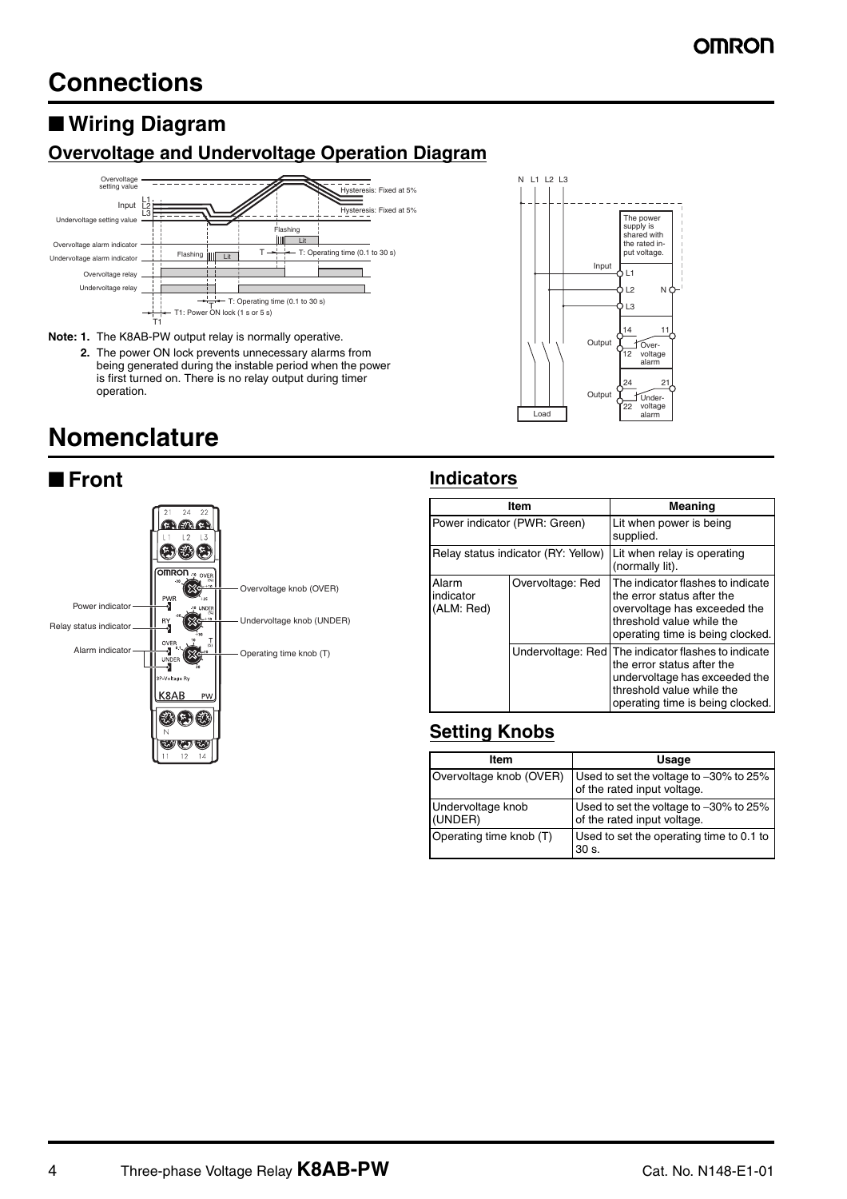# Connections

## ■ Wiring Diagram

### Overvoltage and Undervoltage Operation Diagram

**Note: 1.** The K8AB-PW output relay is normally operative.

**2.** The power ON lock prevents unnecessary alarms from being generated during the instable period when the power is first turned on. There is no relay output during timer operation.

# Nomenclature

## ■ Front

### Indicators

| Item | | Meaning |
|---|---|---|
| Power indicator (PWR: Green) | | Lit when power is being supplied. |
| Relay status indicator (RY: Yellow) | | Lit when relay is operating (normally lit). |
| Alarm indicator (ALM: Red) | Overvoltage: Red | The indicator flashes to indicate the error status after the overvoltage has exceeded the threshold value while the operating time is being clocked. |
| | Undervoltage: Red | The indicator flashes to indicate the error status after the undervoltage has exceeded the threshold value while the operating time is being clocked. |

### Setting Knobs

| Item | Usage |
|---|---|
| Overvoltage knob (OVER) | Used to set the voltage to −30% to 25% of the rated input voltage. |
| Undervoltage knob (UNDER) | Used to set the voltage to −30% to 25% of the rated input voltage. |
| Operating time knob (T) | Used to set the operating time to 0.1 to 30 s. |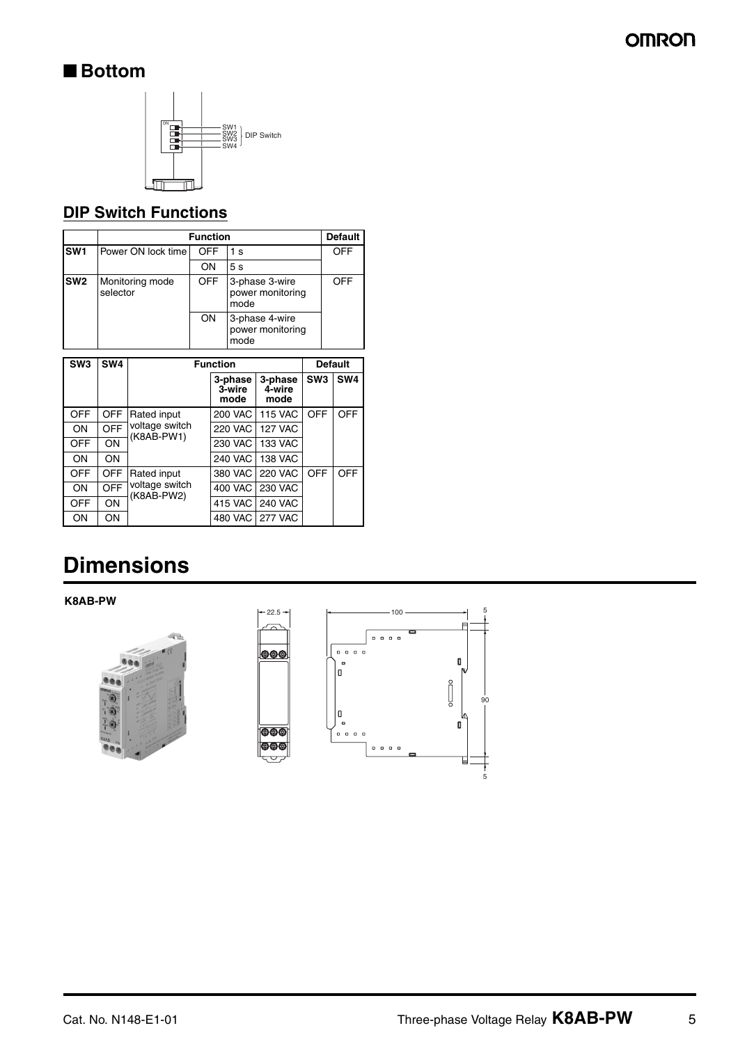## ■ Bottom

SW1
SW2
SW3
SW4
DIP Switch

### DIP Switch Functions

| | Function | | | Default |
|---|---|---|---|---|
| SW1 | Power ON lock time | OFF | 1 s | OFF |
| | | ON | 5 s | |
| SW2 | Monitoring mode selector | OFF | 3-phase 3-wire power monitoring mode | OFF |
| | | ON | 3-phase 4-wire power monitoring mode | |

| SW3 | SW4 | Function | | | Default | |
|---|---|---|---|---|---|---|
| | | | 3-phase 3-wire mode | 3-phase 4-wire mode | SW3 | SW4 |
| OFF | OFF | Rated input voltage switch (K8AB-PW1) | 200 VAC | 115 VAC | OFF | OFF |
| ON | OFF | | 220 VAC | 127 VAC | | |
| OFF | ON | | 230 VAC | 133 VAC | | |
| ON | ON | | 240 VAC | 138 VAC | | |
| OFF | OFF | Rated input voltage switch (K8AB-PW2) | 380 VAC | 220 VAC | OFF | OFF |
| ON | OFF | | 400 VAC | 230 VAC | | |
| OFF | ON | | 415 VAC | 240 VAC | | |
| ON | ON | | 480 VAC | 277 VAC | | |

# Dimensions

**K8AB-PW**

22.5
100
5
90
5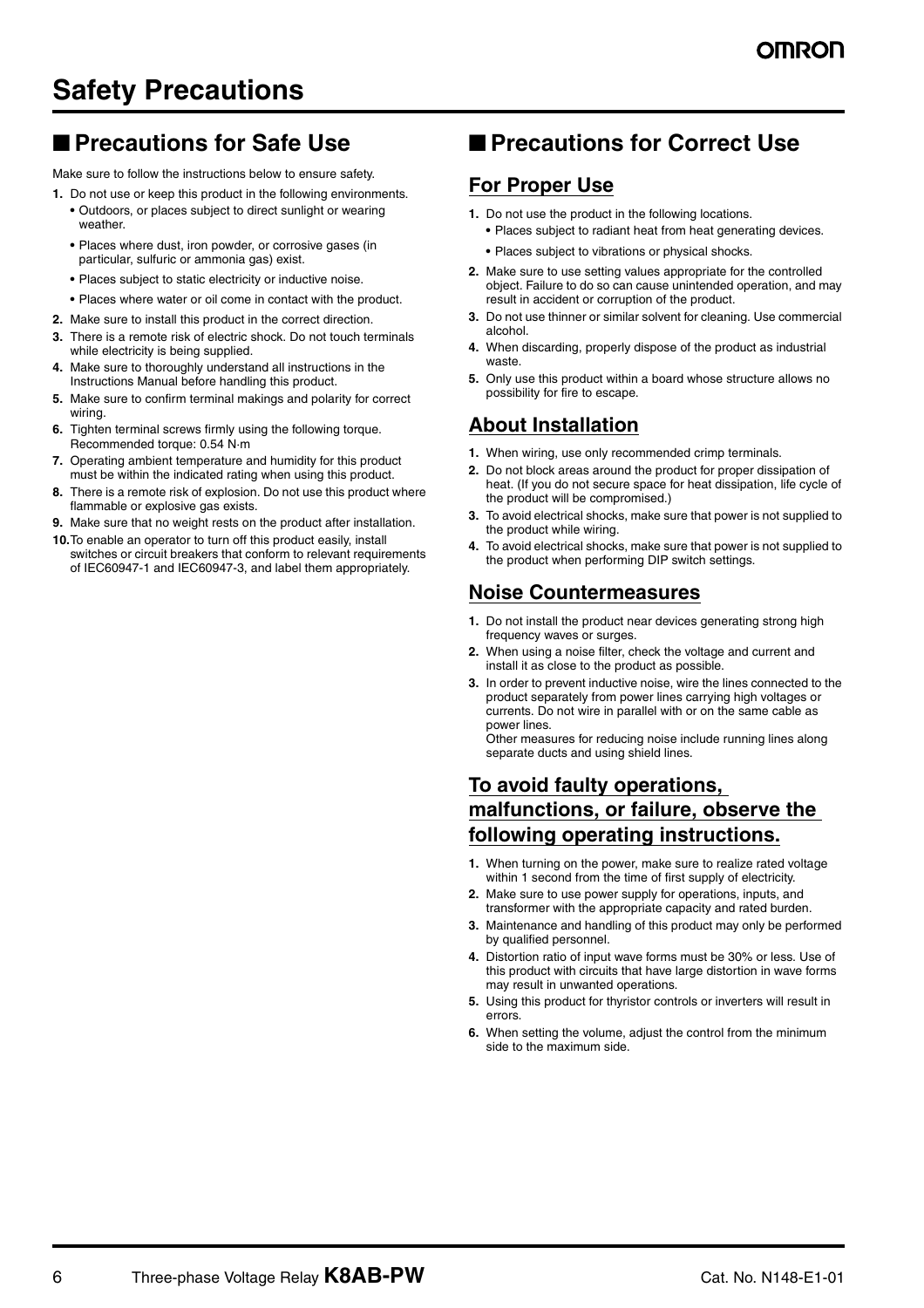# Safety Precautions

## ■ Precautions for Safe Use

Make sure to follow the instructions below to ensure safety.

1. Do not use or keep this product in the following environments.
   - Outdoors, or places subject to direct sunlight or wearing weather.
   - Places where dust, iron powder, or corrosive gases (in particular, sulfuric or ammonia gas) exist.
   - Places subject to static electricity or inductive noise.
   - Places where water or oil come in contact with the product.
2. Make sure to install this product in the correct direction.
3. There is a remote risk of electric shock. Do not touch terminals while electricity is being supplied.
4. Make sure to thoroughly understand all instructions in the Instructions Manual before handling this product.
5. Make sure to confirm terminal makings and polarity for correct wiring.
6. Tighten terminal screws firmly using the following torque. Recommended torque: 0.54 N·m
7. Operating ambient temperature and humidity for this product must be within the indicated rating when using this product.
8. There is a remote risk of explosion. Do not use this product where flammable or explosive gas exists.
9. Make sure that no weight rests on the product after installation.
10. To enable an operator to turn off this product easily, install switches or circuit breakers that conform to relevant requirements of IEC60947-1 and IEC60947-3, and label them appropriately.

## ■ Precautions for Correct Use

### For Proper Use

1. Do not use the product in the following locations.
   - Places subject to radiant heat from heat generating devices.
   - Places subject to vibrations or physical shocks.
2. Make sure to use setting values appropriate for the controlled object. Failure to do so can cause unintended operation, and may result in accident or corruption of the product.
3. Do not use thinner or similar solvent for cleaning. Use commercial alcohol.
4. When discarding, properly dispose of the product as industrial waste.
5. Only use this product within a board whose structure allows no possibility for fire to escape.

### About Installation

1. When wiring, use only recommended crimp terminals.
2. Do not block areas around the product for proper dissipation of heat. (If you do not secure space for heat dissipation, life cycle of the product will be compromised.)
3. To avoid electrical shocks, make sure that power is not supplied to the product while wiring.
4. To avoid electrical shocks, make sure that power is not supplied to the product when performing DIP switch settings.

### Noise Countermeasures

1. Do not install the product near devices generating strong high frequency waves or surges.
2. When using a noise filter, check the voltage and current and install it as close to the product as possible.
3. In order to prevent inductive noise, wire the lines connected to the product separately from power lines carrying high voltages or currents. Do not wire in parallel with or on the same cable as power lines.
   Other measures for reducing noise include running lines along separate ducts and using shield lines.

### To avoid faulty operations, malfunctions, or failure, observe the following operating instructions.

1. When turning on the power, make sure to realize rated voltage within 1 second from the time of first supply of electricity.
2. Make sure to use power supply for operations, inputs, and transformer with the appropriate capacity and rated burden.
3. Maintenance and handling of this product may only be performed by qualified personnel.
4. Distortion ratio of input wave forms must be 30% or less. Use of this product with circuits that have large distortion in wave forms may result in unwanted operations.
5. Using this product for thyristor controls or inverters will result in errors.
6. When setting the volume, adjust the control from the minimum side to the maximum side.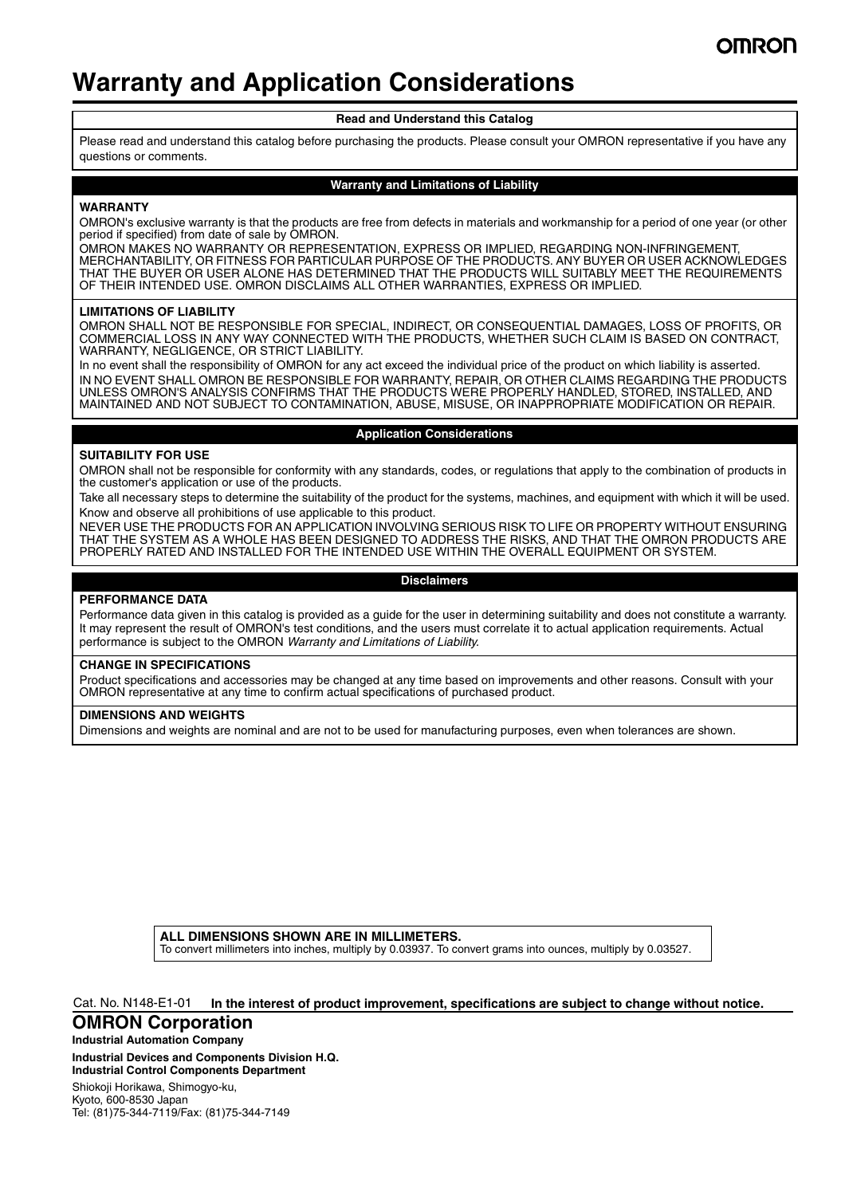# Warranty and Application Considerations

### Read and Understand this Catalog

Please read and understand this catalog before purchasing the products. Please consult your OMRON representative if you have any questions or comments.

### Warranty and Limitations of Liability

**WARRANTY**

OMRON's exclusive warranty is that the products are free from defects in materials and workmanship for a period of one year (or other period if specified) from date of sale by OMRON.

OMRON MAKES NO WARRANTY OR REPRESENTATION, EXPRESS OR IMPLIED, REGARDING NON-INFRINGEMENT, MERCHANTABILITY, OR FITNESS FOR PARTICULAR PURPOSE OF THE PRODUCTS. ANY BUYER OR USER ACKNOWLEDGES THAT THE BUYER OR USER ALONE HAS DETERMINED THAT THE PRODUCTS WILL SUITABLY MEET THE REQUIREMENTS OF THEIR INTENDED USE. OMRON DISCLAIMS ALL OTHER WARRANTIES, EXPRESS OR IMPLIED.

**LIMITATIONS OF LIABILITY**

OMRON SHALL NOT BE RESPONSIBLE FOR SPECIAL, INDIRECT, OR CONSEQUENTIAL DAMAGES, LOSS OF PROFITS, OR COMMERCIAL LOSS IN ANY WAY CONNECTED WITH THE PRODUCTS, WHETHER SUCH CLAIM IS BASED ON CONTRACT, WARRANTY, NEGLIGENCE, OR STRICT LIABILITY.

In no event shall the responsibility of OMRON for any act exceed the individual price of the product on which liability is asserted.

IN NO EVENT SHALL OMRON BE RESPONSIBLE FOR WARRANTY, REPAIR, OR OTHER CLAIMS REGARDING THE PRODUCTS UNLESS OMRON'S ANALYSIS CONFIRMS THAT THE PRODUCTS WERE PROPERLY HANDLED, STORED, INSTALLED, AND MAINTAINED AND NOT SUBJECT TO CONTAMINATION, ABUSE, MISUSE, OR INAPPROPRIATE MODIFICATION OR REPAIR.

### Application Considerations

**SUITABILITY FOR USE**

OMRON shall not be responsible for conformity with any standards, codes, or regulations that apply to the combination of products in the customer's application or use of the products.

Take all necessary steps to determine the suitability of the product for the systems, machines, and equipment with which it will be used.

Know and observe all prohibitions of use applicable to this product.

NEVER USE THE PRODUCTS FOR AN APPLICATION INVOLVING SERIOUS RISK TO LIFE OR PROPERTY WITHOUT ENSURING THAT THE SYSTEM AS A WHOLE HAS BEEN DESIGNED TO ADDRESS THE RISKS, AND THAT THE OMRON PRODUCTS ARE PROPERLY RATED AND INSTALLED FOR THE INTENDED USE WITHIN THE OVERALL EQUIPMENT OR SYSTEM.

### Disclaimers

**PERFORMANCE DATA**

Performance data given in this catalog is provided as a guide for the user in determining suitability and does not constitute a warranty. It may represent the result of OMRON's test conditions, and the users must correlate it to actual application requirements. Actual performance is subject to the OMRON *Warranty and Limitations of Liability.*

**CHANGE IN SPECIFICATIONS**

Product specifications and accessories may be changed at any time based on improvements and other reasons. Consult with your OMRON representative at any time to confirm actual specifications of purchased product.

**DIMENSIONS AND WEIGHTS**

Dimensions and weights are nominal and are not to be used for manufacturing purposes, even when tolerances are shown.

**ALL DIMENSIONS SHOWN ARE IN MILLIMETERS.**
To convert millimeters into inches, multiply by 0.03937. To convert grams into ounces, multiply by 0.03527.

Cat. No. N148-E1-01 **In the interest of product improvement, specifications are subject to change without notice.**

## OMRON Corporation

**Industrial Automation Company**

**Industrial Devices and Components Division H.Q.**
**Industrial Control Components Department**

Shiokoji Horikawa, Shimogyo-ku,
Kyoto, 600-8530 Japan
Tel: (81)75-344-7119/Fax: (81)75-344-7149